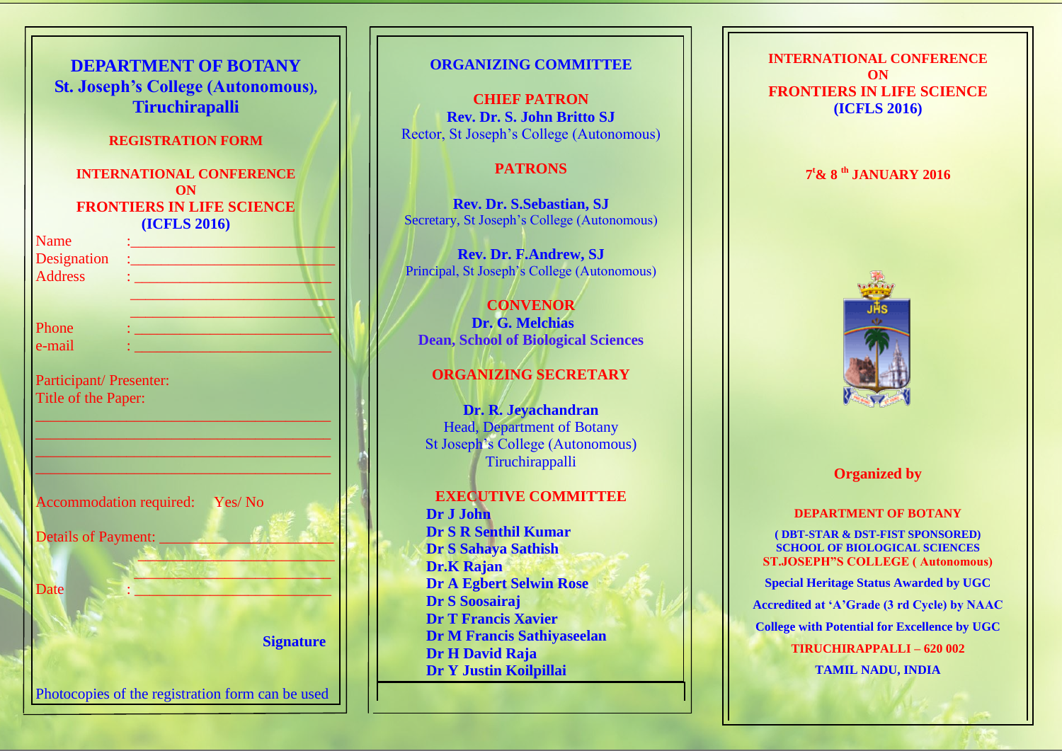## DEPARTMENT OF BOTANY
## St. Joseph's College (Autonomous), Tiruchirapalli

### REGISTRATION FORM

### INTERNATIONAL CONFERENCE ON FRONTIERS IN LIFE SCIENCE (ICFLS 2016)

Name : ___________________________

Designation : ___________________________

Address : ___________________________

___________________________

___________________________

Phone : ___________________________

e-mail : ___________________________

Participant/ Presenter:

Title of the Paper:

___________________________

___________________________

___________________________

___________________________

Accommodation required: Yes/ No

Details of Payment: ___________________________

___________________________

___________________________

Date : ___________________________

**Signature**

Photocopies of the registration form can be used

## ORGANIZING COMMITTEE

### CHIEF PATRON

**Rev. Dr. S. John Britto SJ**
Rector, St Joseph's College (Autonomous)

### PATRONS

**Rev. Dr. S.Sebastian, SJ**
Secretary, St Joseph's College (Autonomous)

**Rev. Dr. F.Andrew, SJ**
Principal, St Joseph's College (Autonomous)

### CONVENOR

**Dr. G. Melchias**
**Dean, School of Biological Sciences**

### ORGANIZING SECRETARY

**Dr. R. Jeyachandran**
Head, Department of Botany
St Joseph's College (Autonomous)
Tiruchirappalli

### EXECUTIVE COMMITTEE

**Dr J John**
**Dr S R Senthil Kumar**
**Dr S Sahaya Sathish**
**Dr.K Rajan**
**Dr A Egbert Selwin Rose**
**Dr S Soosairaj**
**Dr T Francis Xavier**
**Dr M Francis Sathiyaseelan**
**Dr H David Raja**
**Dr Y Justin Koilpillai**

## INTERNATIONAL CONFERENCE ON FRONTIERS IN LIFE SCIENCE (ICFLS 2016)

**7th & 8th JANUARY 2016**

**Organized by**

**DEPARTMENT OF BOTANY**
**( DBT-STAR & DST-FIST SPONSORED)**
**SCHOOL OF BIOLOGICAL SCIENCES**
**ST.JOSEPH"S COLLEGE ( Autonomous)**
**Special Heritage Status Awarded by UGC**
**Accredited at 'A'Grade (3 rd Cycle) by NAAC**
**College with Potential for Excellence by UGC**
**TIRUCHIRAPPALLI – 620 002**
**TAMIL NADU, INDIA**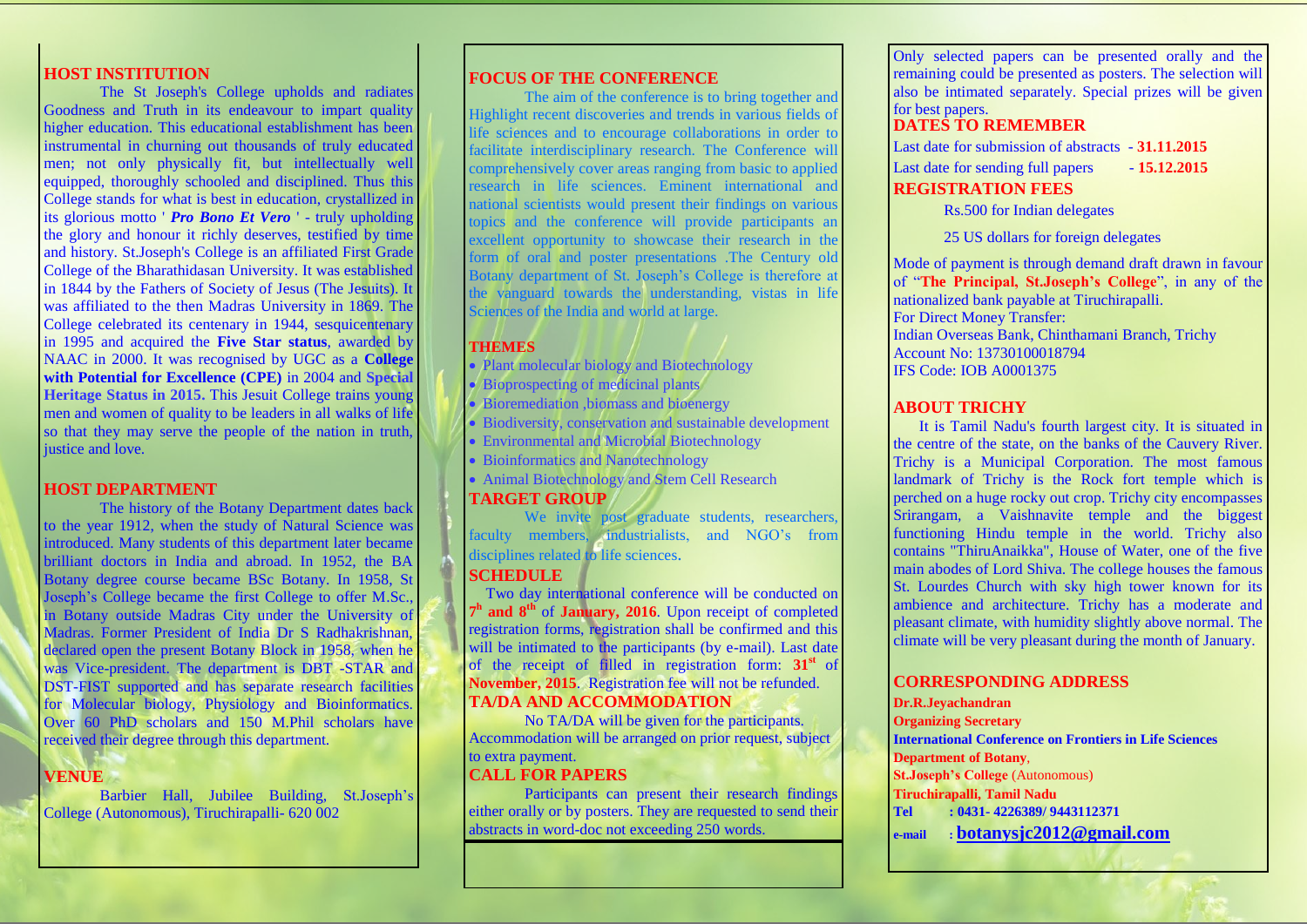## HOST INSTITUTION

The St Joseph's College upholds and radiates Goodness and Truth in its endeavour to impart quality higher education. This educational establishment has been instrumental in churning out thousands of truly educated men; not only physically fit, but intellectually well equipped, thoroughly schooled and disciplined. Thus this College stands for what is best in education, crystallized in its glorious motto ' ***Pro Bono Et Vero*** ' - truly upholding the glory and honour it richly deserves, testified by time and history. St.Joseph's College is an affiliated First Grade College of the Bharathidasan University. It was established in 1844 by the Fathers of Society of Jesus (The Jesuits). It was affiliated to the then Madras University in 1869. The College celebrated its centenary in 1944, sesquicentenary in 1995 and acquired the **Five Star status**, awarded by NAAC in 2000. It was recognised by UGC as a **College with Potential for Excellence (CPE)** in 2004 and **Special Heritage Status in 2015.** This Jesuit College trains young men and women of quality to be leaders in all walks of life so that they may serve the people of the nation in truth, justice and love.

## HOST DEPARTMENT

The history of the Botany Department dates back to the year 1912, when the study of Natural Science was introduced. Many students of this department later became brilliant doctors in India and abroad. In 1952, the BA Botany degree course became BSc Botany. In 1958, St Joseph's College became the first College to offer M.Sc., in Botany outside Madras City under the University of Madras. Former President of India Dr S Radhakrishnan, declared open the present Botany Block in 1958, when he was Vice-president. The department is DBT -STAR and DST-FIST supported and has separate research facilities for Molecular biology, Physiology and Bioinformatics. Over 60 PhD scholars and 150 M.Phil scholars have received their degree through this department.

## VENUE

Barbier Hall, Jubilee Building, St.Joseph's College (Autonomous), Tiruchirapalli- 620 002

## FOCUS OF THE CONFERENCE

The aim of the conference is to bring together and Highlight recent discoveries and trends in various fields of life sciences and to encourage collaborations in order to facilitate interdisciplinary research. The Conference will comprehensively cover areas ranging from basic to applied research in life sciences. Eminent international and national scientists would present their findings on various topics and the conference will provide participants an excellent opportunity to showcase their research in the form of oral and poster presentations .The Century old Botany department of St. Joseph's College is therefore at the vanguard towards the understanding, vistas in life Sciences of the India and world at large.

## THEMES

- Plant molecular biology and Biotechnology
- Bioprospecting of medicinal plants
- Bioremediation ,biomass and bioenergy
- Biodiversity, conservation and sustainable development
- Environmental and Microbial Biotechnology
- Bioinformatics and Nanotechnology
- Animal Biotechnology and Stem Cell Research

## TARGET GROUP

We invite post graduate students, researchers, faculty members, industrialists, and NGO's from disciplines related to life sciences.

## SCHEDULE

Two day international conference will be conducted on **7th and 8th** of **January, 2016**. Upon receipt of completed registration forms, registration shall be confirmed and this will be intimated to the participants (by e-mail). Last date of the receipt of filled in registration form: **31st** of **November, 2015**. Registration fee will not be refunded.

## TA/DA AND ACCOMMODATION

No TA/DA will be given for the participants. Accommodation will be arranged on prior request, subject to extra payment.

## CALL FOR PAPERS

Participants can present their research findings either orally or by posters. They are requested to send their abstracts in word-doc not exceeding 250 words. Only selected papers can be presented orally and the remaining could be presented as posters. The selection will also be intimated separately. Special prizes will be given for best papers.

## DATES TO REMEMBER

Last date for submission of abstracts - **31.11.2015**

Last date for sending full papers - **15.12.2015**

## REGISTRATION FEES

Rs.500 for Indian delegates

25 US dollars for foreign delegates

Mode of payment is through demand draft drawn in favour of "**The Principal, St.Joseph's College**", in any of the nationalized bank payable at Tiruchirapalli.
For Direct Money Transfer:
Indian Overseas Bank, Chinthamani Branch, Trichy
Account No: 13730100018794
IFS Code: IOB A0001375

## ABOUT TRICHY

It is Tamil Nadu's fourth largest city. It is situated in the centre of the state, on the banks of the Cauvery River. Trichy is a Municipal Corporation. The most famous landmark of Trichy is the Rock fort temple which is perched on a huge rocky out crop. Trichy city encompasses Srirangam, a Vaishnavite temple and the biggest functioning Hindu temple in the world. Trichy also contains "ThiruAnaikka", House of Water, one of the five main abodes of Lord Shiva. The college houses the famous St. Lourdes Church with sky high tower known for its ambience and architecture. Trichy has a moderate and pleasant climate, with humidity slightly above normal. The climate will be very pleasant during the month of January.

## CORRESPONDING ADDRESS

**Dr.R.Jeyachandran**
**Organizing Secretary**
**International Conference on Frontiers in Life Sciences**
**Department of Botany**,
**St.Joseph's College** (Autonomous)
**Tiruchirapalli, Tamil Nadu**
**Tel : 0431- 4226389/ 9443112371**
**e-mail : botanysjc2012@gmail.com**